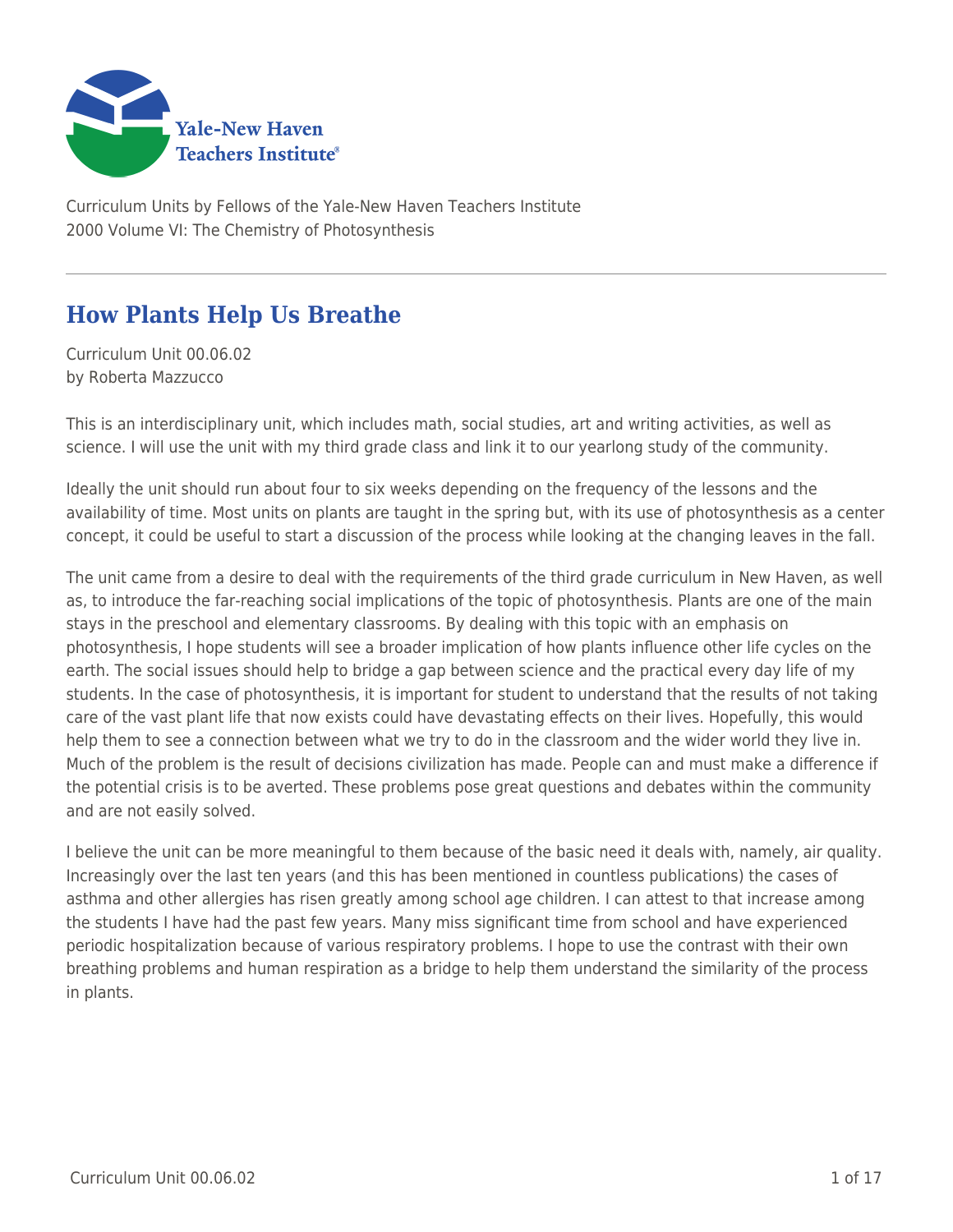Curriculum Units by Fellows of the Yale-New Haven Teachers Institute
2000 Volume VI: The Chemistry of Photosynthesis

# How Plants Help Us Breathe

Curriculum Unit 00.06.02
by Roberta Mazzucco

This is an interdisciplinary unit, which includes math, social studies, art and writing activities, as well as science. I will use the unit with my third grade class and link it to our yearlong study of the community.

Ideally the unit should run about four to six weeks depending on the frequency of the lessons and the availability of time. Most units on plants are taught in the spring but, with its use of photosynthesis as a center concept, it could be useful to start a discussion of the process while looking at the changing leaves in the fall.

The unit came from a desire to deal with the requirements of the third grade curriculum in New Haven, as well as, to introduce the far-reaching social implications of the topic of photosynthesis. Plants are one of the main stays in the preschool and elementary classrooms. By dealing with this topic with an emphasis on photosynthesis, I hope students will see a broader implication of how plants influence other life cycles on the earth. The social issues should help to bridge a gap between science and the practical every day life of my students. In the case of photosynthesis, it is important for student to understand that the results of not taking care of the vast plant life that now exists could have devastating effects on their lives. Hopefully, this would help them to see a connection between what we try to do in the classroom and the wider world they live in. Much of the problem is the result of decisions civilization has made. People can and must make a difference if the potential crisis is to be averted. These problems pose great questions and debates within the community and are not easily solved.

I believe the unit can be more meaningful to them because of the basic need it deals with, namely, air quality. Increasingly over the last ten years (and this has been mentioned in countless publications) the cases of asthma and other allergies has risen greatly among school age children. I can attest to that increase among the students I have had the past few years. Many miss significant time from school and have experienced periodic hospitalization because of various respiratory problems. I hope to use the contrast with their own breathing problems and human respiration as a bridge to help them understand the similarity of the process in plants.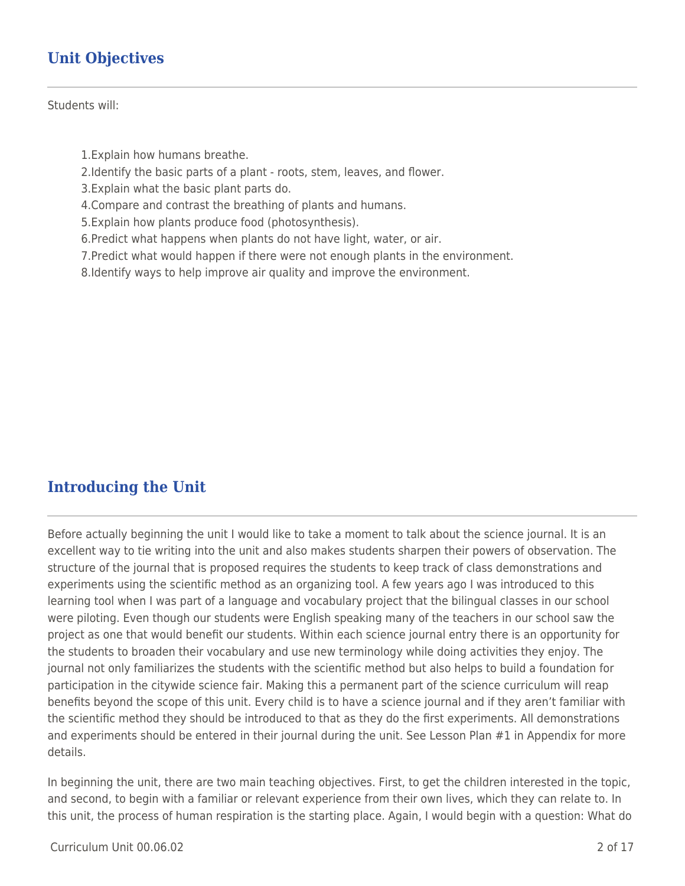## Unit Objectives

Students will:

1. Explain how humans breathe.
2. Identify the basic parts of a plant - roots, stem, leaves, and flower.
3. Explain what the basic plant parts do.
4. Compare and contrast the breathing of plants and humans.
5. Explain how plants produce food (photosynthesis).
6. Predict what happens when plants do not have light, water, or air.
7. Predict what would happen if there were not enough plants in the environment.
8. Identify ways to help improve air quality and improve the environment.

## Introducing the Unit

Before actually beginning the unit I would like to take a moment to talk about the science journal. It is an excellent way to tie writing into the unit and also makes students sharpen their powers of observation. The structure of the journal that is proposed requires the students to keep track of class demonstrations and experiments using the scientific method as an organizing tool. A few years ago I was introduced to this learning tool when I was part of a language and vocabulary project that the bilingual classes in our school were piloting. Even though our students were English speaking many of the teachers in our school saw the project as one that would benefit our students. Within each science journal entry there is an opportunity for the students to broaden their vocabulary and use new terminology while doing activities they enjoy. The journal not only familiarizes the students with the scientific method but also helps to build a foundation for participation in the citywide science fair. Making this a permanent part of the science curriculum will reap benefits beyond the scope of this unit. Every child is to have a science journal and if they aren't familiar with the scientific method they should be introduced to that as they do the first experiments. All demonstrations and experiments should be entered in their journal during the unit. See Lesson Plan #1 in Appendix for more details.

In beginning the unit, there are two main teaching objectives. First, to get the children interested in the topic, and second, to begin with a familiar or relevant experience from their own lives, which they can relate to. In this unit, the process of human respiration is the starting place. Again, I would begin with a question: What do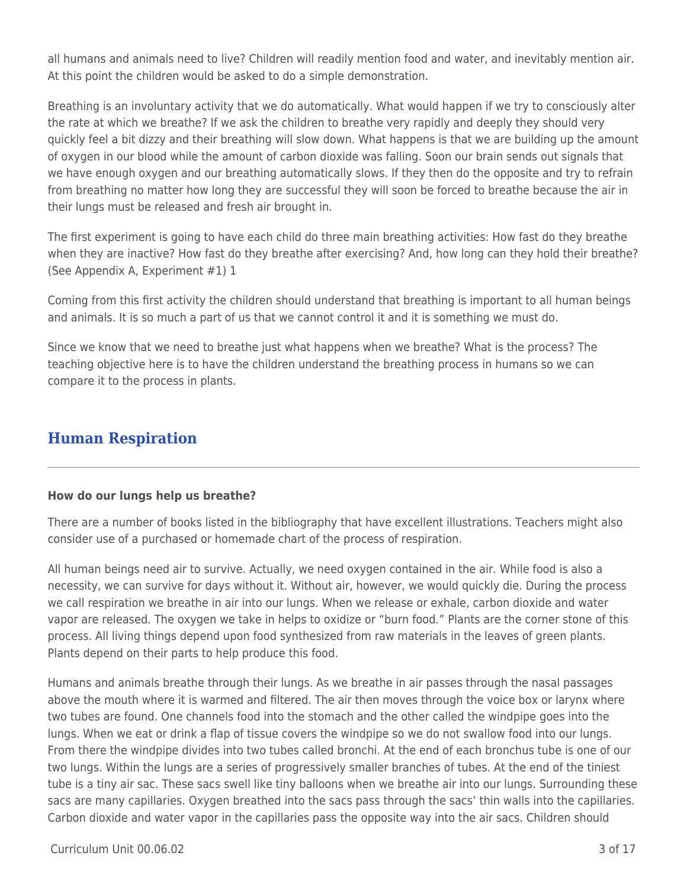all humans and animals need to live? Children will readily mention food and water, and inevitably mention air. At this point the children would be asked to do a simple demonstration.

Breathing is an involuntary activity that we do automatically. What would happen if we try to consciously alter the rate at which we breathe? If we ask the children to breathe very rapidly and deeply they should very quickly feel a bit dizzy and their breathing will slow down. What happens is that we are building up the amount of oxygen in our blood while the amount of carbon dioxide was falling. Soon our brain sends out signals that we have enough oxygen and our breathing automatically slows. If they then do the opposite and try to refrain from breathing no matter how long they are successful they will soon be forced to breathe because the air in their lungs must be released and fresh air brought in.

The first experiment is going to have each child do three main breathing activities: How fast do they breathe when they are inactive? How fast do they breathe after exercising? And, how long can they hold their breathe? (See Appendix A, Experiment #1) 1

Coming from this first activity the children should understand that breathing is important to all human beings and animals. It is so much a part of us that we cannot control it and it is something we must do.

Since we know that we need to breathe just what happens when we breathe? What is the process? The teaching objective here is to have the children understand the breathing process in humans so we can compare it to the process in plants.

## Human Respiration

**How do our lungs help us breathe?**

There are a number of books listed in the bibliography that have excellent illustrations. Teachers might also consider use of a purchased or homemade chart of the process of respiration.

All human beings need air to survive. Actually, we need oxygen contained in the air. While food is also a necessity, we can survive for days without it. Without air, however, we would quickly die. During the process we call respiration we breathe in air into our lungs. When we release or exhale, carbon dioxide and water vapor are released. The oxygen we take in helps to oxidize or "burn food." Plants are the corner stone of this process. All living things depend upon food synthesized from raw materials in the leaves of green plants. Plants depend on their parts to help produce this food.

Humans and animals breathe through their lungs. As we breathe in air passes through the nasal passages above the mouth where it is warmed and filtered. The air then moves through the voice box or larynx where two tubes are found. One channels food into the stomach and the other called the windpipe goes into the lungs. When we eat or drink a flap of tissue covers the windpipe so we do not swallow food into our lungs. From there the windpipe divides into two tubes called bronchi. At the end of each bronchus tube is one of our two lungs. Within the lungs are a series of progressively smaller branches of tubes. At the end of the tiniest tube is a tiny air sac. These sacs swell like tiny balloons when we breathe air into our lungs. Surrounding these sacs are many capillaries. Oxygen breathed into the sacs pass through the sacs' thin walls into the capillaries. Carbon dioxide and water vapor in the capillaries pass the opposite way into the air sacs. Children should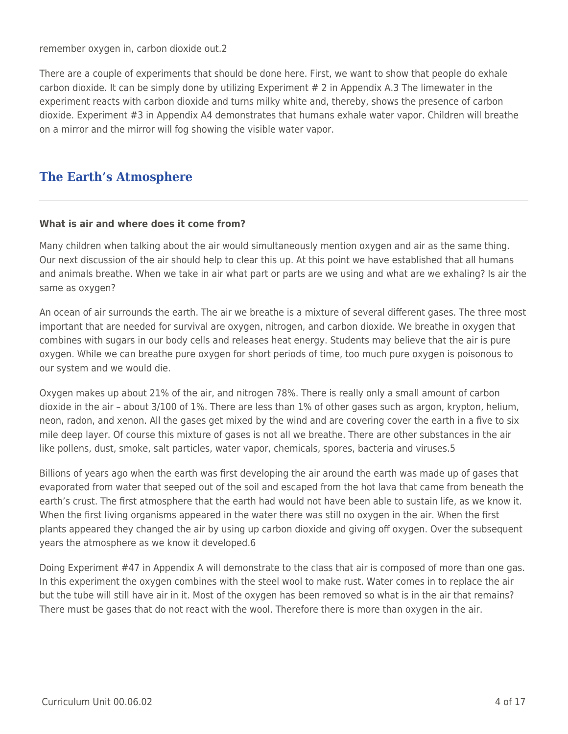remember oxygen in, carbon dioxide out.[2]

There are a couple of experiments that should be done here. First, we want to show that people do exhale carbon dioxide. It can be simply done by utilizing Experiment # 2 in Appendix A.[3] The limewater in the experiment reacts with carbon dioxide and turns milky white and, thereby, shows the presence of carbon dioxide. Experiment #3 in Appendix A[4] demonstrates that humans exhale water vapor. Children will breathe on a mirror and the mirror will fog showing the visible water vapor.

## The Earth's Atmosphere

**What is air and where does it come from?**

Many children when talking about the air would simultaneously mention oxygen and air as the same thing. Our next discussion of the air should help to clear this up. At this point we have established that all humans and animals breathe. When we take in air what part or parts are we using and what are we exhaling? Is air the same as oxygen?

An ocean of air surrounds the earth. The air we breathe is a mixture of several different gases. The three most important that are needed for survival are oxygen, nitrogen, and carbon dioxide. We breathe in oxygen that combines with sugars in our body cells and releases heat energy. Students may believe that the air is pure oxygen. While we can breathe pure oxygen for short periods of time, too much pure oxygen is poisonous to our system and we would die.

Oxygen makes up about 21% of the air, and nitrogen 78%. There is really only a small amount of carbon dioxide in the air – about 3/100 of 1%. There are less than 1% of other gases such as argon, krypton, helium, neon, radon, and xenon. All the gases get mixed by the wind and are covering cover the earth in a five to six mile deep layer. Of course this mixture of gases is not all we breathe. There are other substances in the air like pollens, dust, smoke, salt particles, water vapor, chemicals, spores, bacteria and viruses.[5]

Billions of years ago when the earth was first developing the air around the earth was made up of gases that evaporated from water that seeped out of the soil and escaped from the hot lava that came from beneath the earth's crust. The first atmosphere that the earth had would not have been able to sustain life, as we know it. When the first living organisms appeared in the water there was still no oxygen in the air. When the first plants appeared they changed the air by using up carbon dioxide and giving off oxygen. Over the subsequent years the atmosphere as we know it developed.[6]

Doing Experiment #4[7] in Appendix A will demonstrate to the class that air is composed of more than one gas. In this experiment the oxygen combines with the steel wool to make rust. Water comes in to replace the air but the tube will still have air in it. Most of the oxygen has been removed so what is in the air that remains? There must be gases that do not react with the wool. Therefore there is more than oxygen in the air.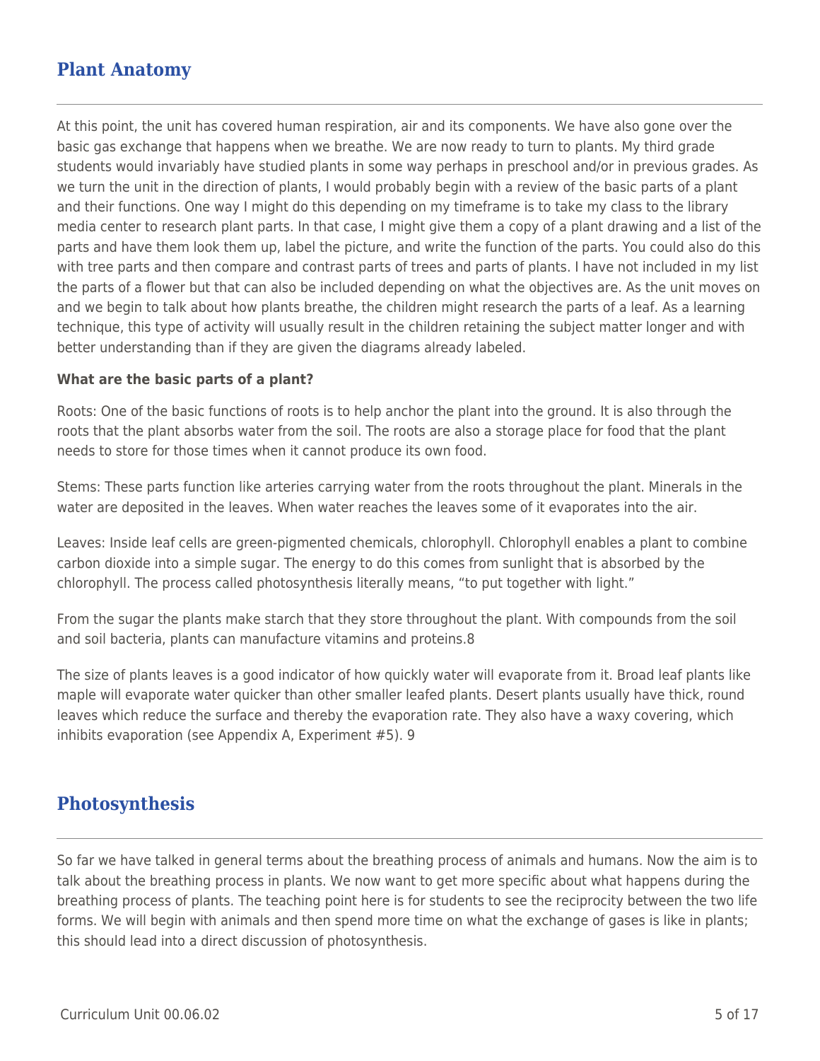## Plant Anatomy

At this point, the unit has covered human respiration, air and its components. We have also gone over the basic gas exchange that happens when we breathe. We are now ready to turn to plants. My third grade students would invariably have studied plants in some way perhaps in preschool and/or in previous grades. As we turn the unit in the direction of plants, I would probably begin with a review of the basic parts of a plant and their functions. One way I might do this depending on my timeframe is to take my class to the library media center to research plant parts. In that case, I might give them a copy of a plant drawing and a list of the parts and have them look them up, label the picture, and write the function of the parts. You could also do this with tree parts and then compare and contrast parts of trees and parts of plants. I have not included in my list the parts of a flower but that can also be included depending on what the objectives are. As the unit moves on and we begin to talk about how plants breathe, the children might research the parts of a leaf. As a learning technique, this type of activity will usually result in the children retaining the subject matter longer and with better understanding than if they are given the diagrams already labeled.

**What are the basic parts of a plant?**

Roots: One of the basic functions of roots is to help anchor the plant into the ground. It is also through the roots that the plant absorbs water from the soil. The roots are also a storage place for food that the plant needs to store for those times when it cannot produce its own food.

Stems: These parts function like arteries carrying water from the roots throughout the plant. Minerals in the water are deposited in the leaves. When water reaches the leaves some of it evaporates into the air.

Leaves: Inside leaf cells are green-pigmented chemicals, chlorophyll. Chlorophyll enables a plant to combine carbon dioxide into a simple sugar. The energy to do this comes from sunlight that is absorbed by the chlorophyll. The process called photosynthesis literally means, "to put together with light."

From the sugar the plants make starch that they store throughout the plant. With compounds from the soil and soil bacteria, plants can manufacture vitamins and proteins.8

The size of plants leaves is a good indicator of how quickly water will evaporate from it. Broad leaf plants like maple will evaporate water quicker than other smaller leafed plants. Desert plants usually have thick, round leaves which reduce the surface and thereby the evaporation rate. They also have a waxy covering, which inhibits evaporation (see Appendix A, Experiment #5). 9

## Photosynthesis

So far we have talked in general terms about the breathing process of animals and humans. Now the aim is to talk about the breathing process in plants. We now want to get more specific about what happens during the breathing process of plants. The teaching point here is for students to see the reciprocity between the two life forms. We will begin with animals and then spend more time on what the exchange of gases is like in plants; this should lead into a direct discussion of photosynthesis.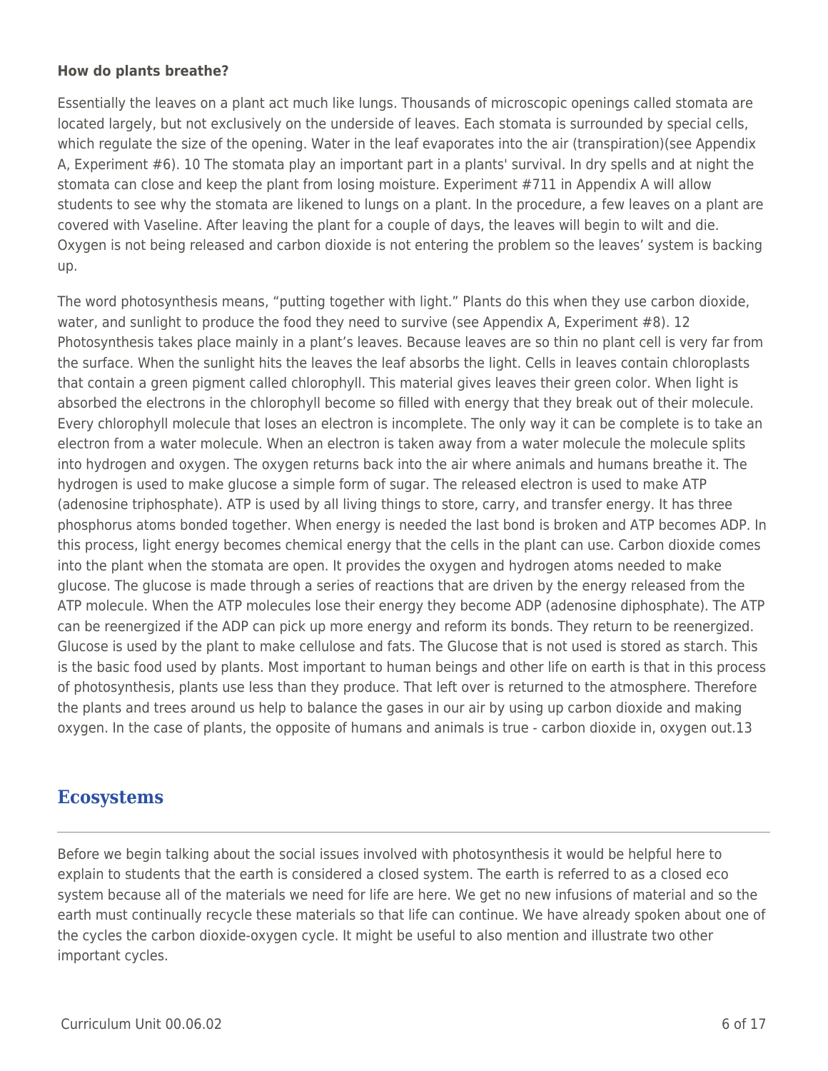**How do plants breathe?**

Essentially the leaves on a plant act much like lungs. Thousands of microscopic openings called stomata are located largely, but not exclusively on the underside of leaves. Each stomata is surrounded by special cells, which regulate the size of the opening. Water in the leaf evaporates into the air (transpiration)(see Appendix A, Experiment #6). 10 The stomata play an important part in a plants' survival. In dry spells and at night the stomata can close and keep the plant from losing moisture. Experiment #711 in Appendix A will allow students to see why the stomata are likened to lungs on a plant. In the procedure, a few leaves on a plant are covered with Vaseline. After leaving the plant for a couple of days, the leaves will begin to wilt and die. Oxygen is not being released and carbon dioxide is not entering the problem so the leaves' system is backing up.

The word photosynthesis means, "putting together with light." Plants do this when they use carbon dioxide, water, and sunlight to produce the food they need to survive (see Appendix A, Experiment #8). 12 Photosynthesis takes place mainly in a plant's leaves. Because leaves are so thin no plant cell is very far from the surface. When the sunlight hits the leaves the leaf absorbs the light. Cells in leaves contain chloroplasts that contain a green pigment called chlorophyll. This material gives leaves their green color. When light is absorbed the electrons in the chlorophyll become so filled with energy that they break out of their molecule. Every chlorophyll molecule that loses an electron is incomplete. The only way it can be complete is to take an electron from a water molecule. When an electron is taken away from a water molecule the molecule splits into hydrogen and oxygen. The oxygen returns back into the air where animals and humans breathe it. The hydrogen is used to make glucose a simple form of sugar. The released electron is used to make ATP (adenosine triphosphate). ATP is used by all living things to store, carry, and transfer energy. It has three phosphorus atoms bonded together. When energy is needed the last bond is broken and ATP becomes ADP. In this process, light energy becomes chemical energy that the cells in the plant can use. Carbon dioxide comes into the plant when the stomata are open. It provides the oxygen and hydrogen atoms needed to make glucose. The glucose is made through a series of reactions that are driven by the energy released from the ATP molecule. When the ATP molecules lose their energy they become ADP (adenosine diphosphate). The ATP can be reenergized if the ADP can pick up more energy and reform its bonds. They return to be reenergized. Glucose is used by the plant to make cellulose and fats. The Glucose that is not used is stored as starch. This is the basic food used by plants. Most important to human beings and other life on earth is that in this process of photosynthesis, plants use less than they produce. That left over is returned to the atmosphere. Therefore the plants and trees around us help to balance the gases in our air by using up carbon dioxide and making oxygen. In the case of plants, the opposite of humans and animals is true - carbon dioxide in, oxygen out.13

## Ecosystems

Before we begin talking about the social issues involved with photosynthesis it would be helpful here to explain to students that the earth is considered a closed system. The earth is referred to as a closed eco system because all of the materials we need for life are here. We get no new infusions of material and so the earth must continually recycle these materials so that life can continue. We have already spoken about one of the cycles the carbon dioxide-oxygen cycle. It might be useful to also mention and illustrate two other important cycles.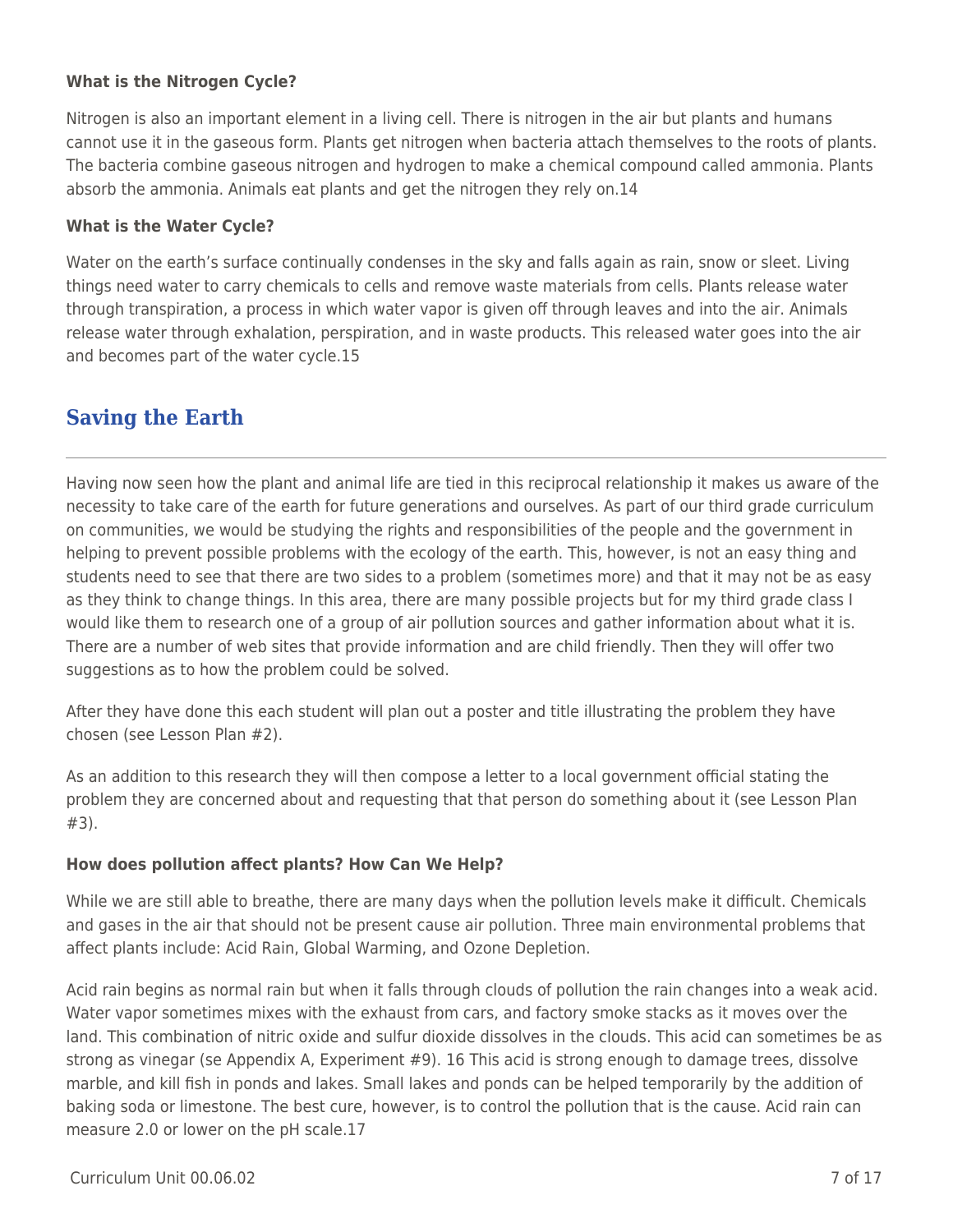**What is the Nitrogen Cycle?**

Nitrogen is also an important element in a living cell. There is nitrogen in the air but plants and humans cannot use it in the gaseous form. Plants get nitrogen when bacteria attach themselves to the roots of plants. The bacteria combine gaseous nitrogen and hydrogen to make a chemical compound called ammonia. Plants absorb the ammonia. Animals eat plants and get the nitrogen they rely on.14

**What is the Water Cycle?**

Water on the earth's surface continually condenses in the sky and falls again as rain, snow or sleet. Living things need water to carry chemicals to cells and remove waste materials from cells. Plants release water through transpiration, a process in which water vapor is given off through leaves and into the air. Animals release water through exhalation, perspiration, and in waste products. This released water goes into the air and becomes part of the water cycle.15

## Saving the Earth

Having now seen how the plant and animal life are tied in this reciprocal relationship it makes us aware of the necessity to take care of the earth for future generations and ourselves. As part of our third grade curriculum on communities, we would be studying the rights and responsibilities of the people and the government in helping to prevent possible problems with the ecology of the earth. This, however, is not an easy thing and students need to see that there are two sides to a problem (sometimes more) and that it may not be as easy as they think to change things. In this area, there are many possible projects but for my third grade class I would like them to research one of a group of air pollution sources and gather information about what it is. There are a number of web sites that provide information and are child friendly. Then they will offer two suggestions as to how the problem could be solved.

After they have done this each student will plan out a poster and title illustrating the problem they have chosen (see Lesson Plan #2).

As an addition to this research they will then compose a letter to a local government official stating the problem they are concerned about and requesting that that person do something about it (see Lesson Plan #3).

**How does pollution affect plants? How Can We Help?**

While we are still able to breathe, there are many days when the pollution levels make it difficult. Chemicals and gases in the air that should not be present cause air pollution. Three main environmental problems that affect plants include: Acid Rain, Global Warming, and Ozone Depletion.

Acid rain begins as normal rain but when it falls through clouds of pollution the rain changes into a weak acid. Water vapor sometimes mixes with the exhaust from cars, and factory smoke stacks as it moves over the land. This combination of nitric oxide and sulfur dioxide dissolves in the clouds. This acid can sometimes be as strong as vinegar (se Appendix A, Experiment #9). 16 This acid is strong enough to damage trees, dissolve marble, and kill fish in ponds and lakes. Small lakes and ponds can be helped temporarily by the addition of baking soda or limestone. The best cure, however, is to control the pollution that is the cause. Acid rain can measure 2.0 or lower on the pH scale.17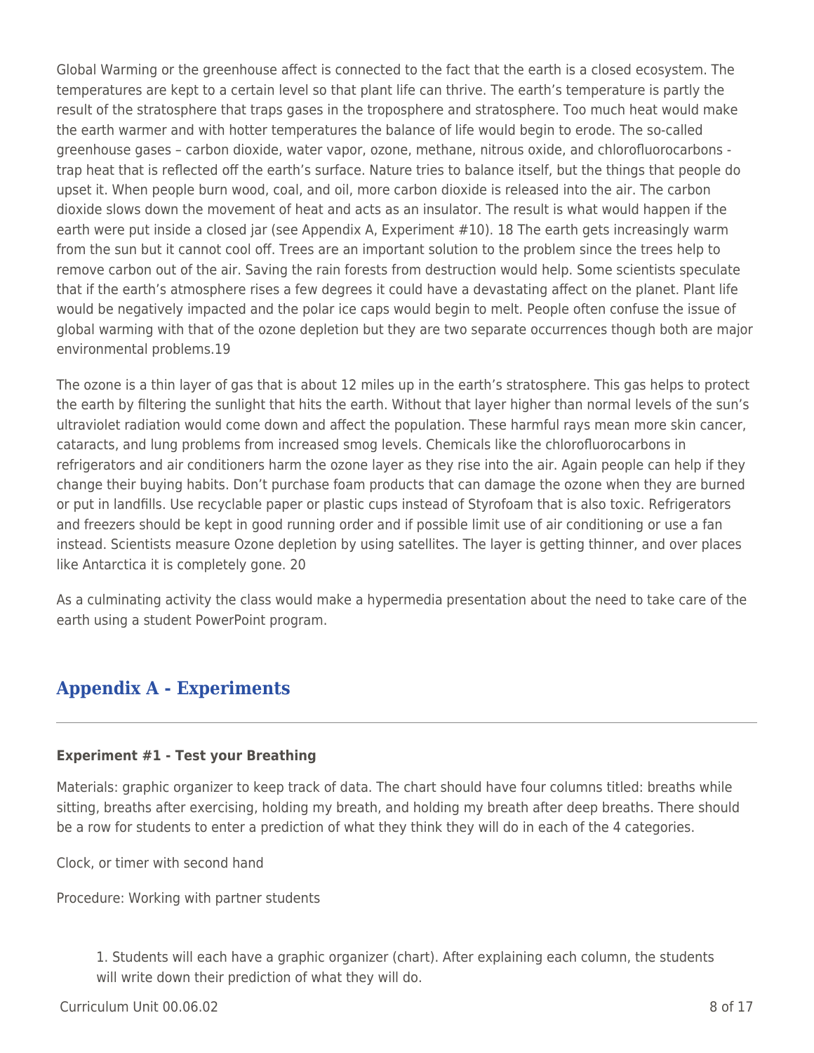Global Warming or the greenhouse affect is connected to the fact that the earth is a closed ecosystem. The temperatures are kept to a certain level so that plant life can thrive. The earth's temperature is partly the result of the stratosphere that traps gases in the troposphere and stratosphere. Too much heat would make the earth warmer and with hotter temperatures the balance of life would begin to erode. The so-called greenhouse gases – carbon dioxide, water vapor, ozone, methane, nitrous oxide, and chlorofluorocarbons - trap heat that is reflected off the earth's surface. Nature tries to balance itself, but the things that people do upset it. When people burn wood, coal, and oil, more carbon dioxide is released into the air. The carbon dioxide slows down the movement of heat and acts as an insulator. The result is what would happen if the earth were put inside a closed jar (see Appendix A, Experiment #10). 18 The earth gets increasingly warm from the sun but it cannot cool off. Trees are an important solution to the problem since the trees help to remove carbon out of the air. Saving the rain forests from destruction would help. Some scientists speculate that if the earth's atmosphere rises a few degrees it could have a devastating affect on the planet. Plant life would be negatively impacted and the polar ice caps would begin to melt. People often confuse the issue of global warming with that of the ozone depletion but they are two separate occurrences though both are major environmental problems.19

The ozone is a thin layer of gas that is about 12 miles up in the earth's stratosphere. This gas helps to protect the earth by filtering the sunlight that hits the earth. Without that layer higher than normal levels of the sun's ultraviolet radiation would come down and affect the population. These harmful rays mean more skin cancer, cataracts, and lung problems from increased smog levels. Chemicals like the chlorofluorocarbons in refrigerators and air conditioners harm the ozone layer as they rise into the air. Again people can help if they change their buying habits. Don't purchase foam products that can damage the ozone when they are burned or put in landfills. Use recyclable paper or plastic cups instead of Styrofoam that is also toxic. Refrigerators and freezers should be kept in good running order and if possible limit use of air conditioning or use a fan instead. Scientists measure Ozone depletion by using satellites. The layer is getting thinner, and over places like Antarctica it is completely gone. 20

As a culminating activity the class would make a hypermedia presentation about the need to take care of the earth using a student PowerPoint program.

## Appendix A - Experiments

**Experiment #1 - Test your Breathing**

Materials: graphic organizer to keep track of data. The chart should have four columns titled: breaths while sitting, breaths after exercising, holding my breath, and holding my breath after deep breaths. There should be a row for students to enter a prediction of what they think they will do in each of the 4 categories.

Clock, or timer with second hand

Procedure: Working with partner students

1. Students will each have a graphic organizer (chart). After explaining each column, the students will write down their prediction of what they will do.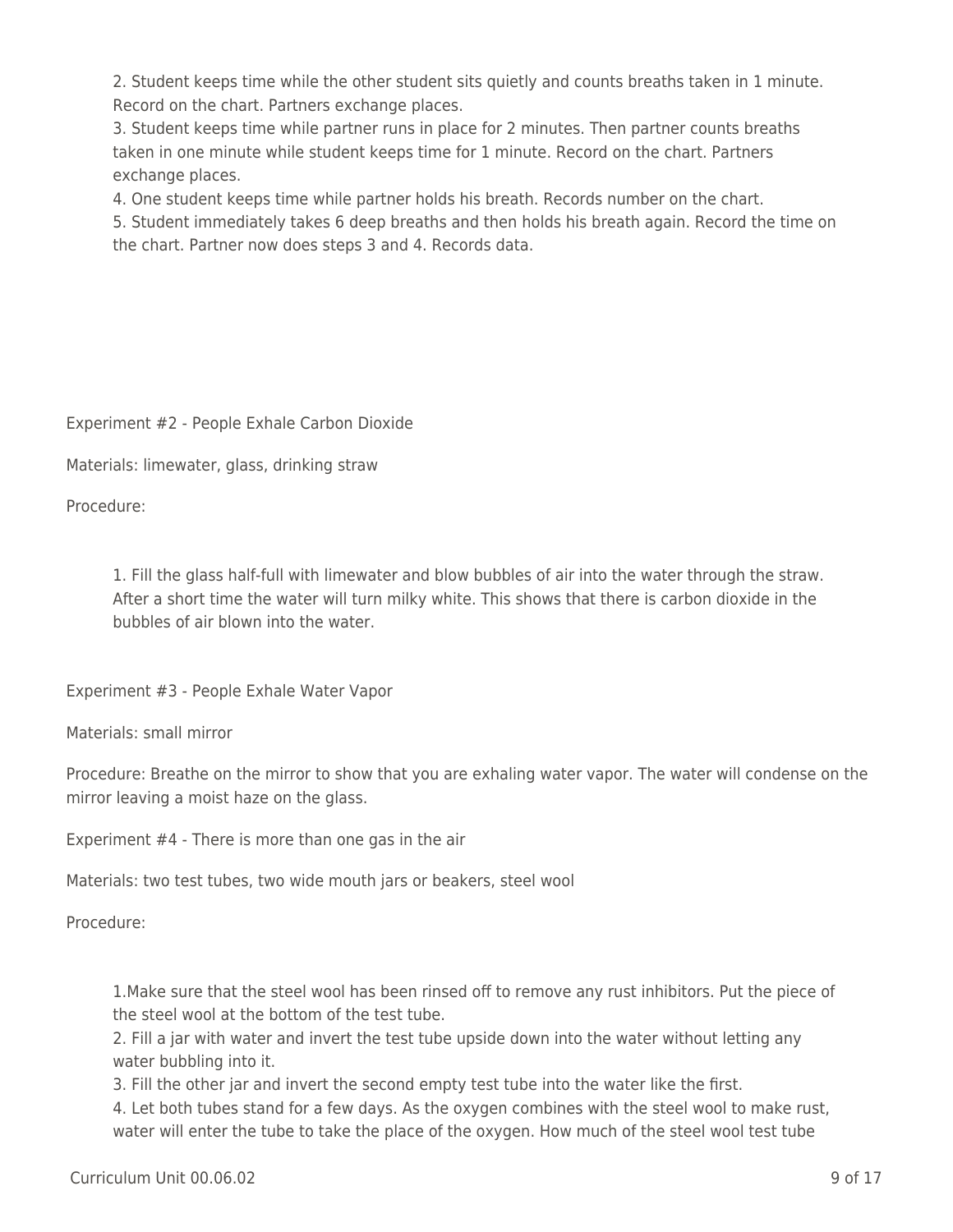2. Student keeps time while the other student sits quietly and counts breaths taken in 1 minute. Record on the chart. Partners exchange places.
3. Student keeps time while partner runs in place for 2 minutes. Then partner counts breaths taken in one minute while student keeps time for 1 minute. Record on the chart. Partners exchange places.
4. One student keeps time while partner holds his breath. Records number on the chart.
5. Student immediately takes 6 deep breaths and then holds his breath again. Record the time on the chart. Partner now does steps 3 and 4. Records data.

Experiment #2 - People Exhale Carbon Dioxide

Materials: limewater, glass, drinking straw

Procedure:

1. Fill the glass half-full with limewater and blow bubbles of air into the water through the straw. After a short time the water will turn milky white. This shows that there is carbon dioxide in the bubbles of air blown into the water.

Experiment #3 - People Exhale Water Vapor

Materials: small mirror

Procedure: Breathe on the mirror to show that you are exhaling water vapor. The water will condense on the mirror leaving a moist haze on the glass.

Experiment #4 - There is more than one gas in the air

Materials: two test tubes, two wide mouth jars or beakers, steel wool

Procedure:

1.Make sure that the steel wool has been rinsed off to remove any rust inhibitors. Put the piece of the steel wool at the bottom of the test tube.
2. Fill a jar with water and invert the test tube upside down into the water without letting any water bubbling into it.
3. Fill the other jar and invert the second empty test tube into the water like the first.
4. Let both tubes stand for a few days. As the oxygen combines with the steel wool to make rust, water will enter the tube to take the place of the oxygen. How much of the steel wool test tube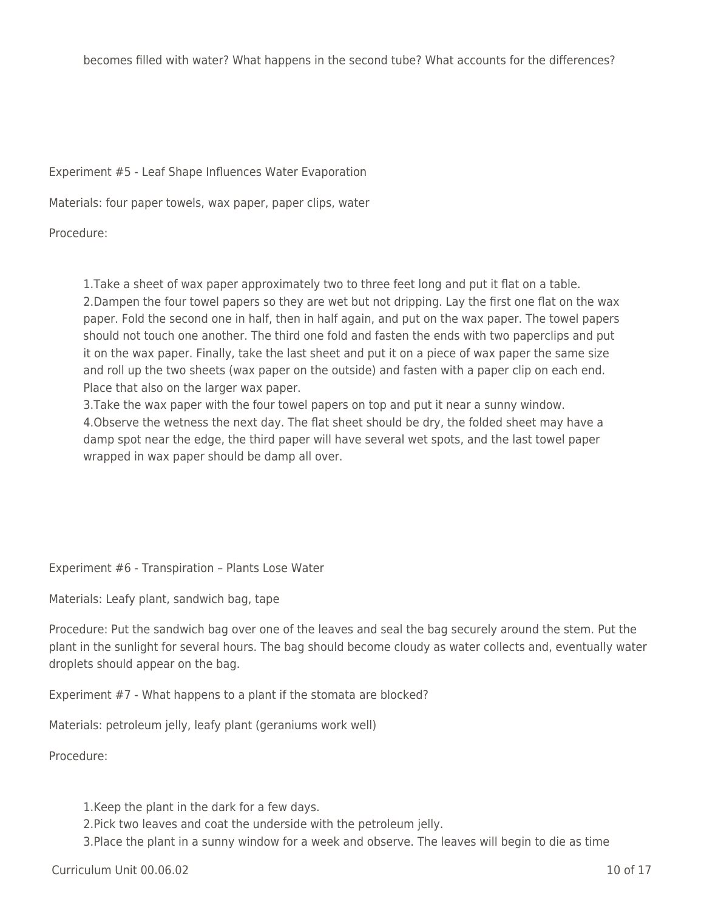becomes filled with water? What happens in the second tube? What accounts for the differences?

Experiment #5 - Leaf Shape Influences Water Evaporation

Materials: four paper towels, wax paper, paper clips, water

Procedure:

1. Take a sheet of wax paper approximately two to three feet long and put it flat on a table.
2. Dampen the four towel papers so they are wet but not dripping. Lay the first one flat on the wax paper. Fold the second one in half, then in half again, and put on the wax paper. The towel papers should not touch one another. The third one fold and fasten the ends with two paperclips and put it on the wax paper. Finally, take the last sheet and put it on a piece of wax paper the same size and roll up the two sheets (wax paper on the outside) and fasten with a paper clip on each end. Place that also on the larger wax paper.
3. Take the wax paper with the four towel papers on top and put it near a sunny window.
4. Observe the wetness the next day. The flat sheet should be dry, the folded sheet may have a damp spot near the edge, the third paper will have several wet spots, and the last towel paper wrapped in wax paper should be damp all over.

Experiment #6 - Transpiration – Plants Lose Water

Materials: Leafy plant, sandwich bag, tape

Procedure: Put the sandwich bag over one of the leaves and seal the bag securely around the stem. Put the plant in the sunlight for several hours. The bag should become cloudy as water collects and, eventually water droplets should appear on the bag.

Experiment #7 - What happens to a plant if the stomata are blocked?

Materials: petroleum jelly, leafy plant (geraniums work well)

Procedure:

1. Keep the plant in the dark for a few days.
2. Pick two leaves and coat the underside with the petroleum jelly.
3. Place the plant in a sunny window for a week and observe. The leaves will begin to die as time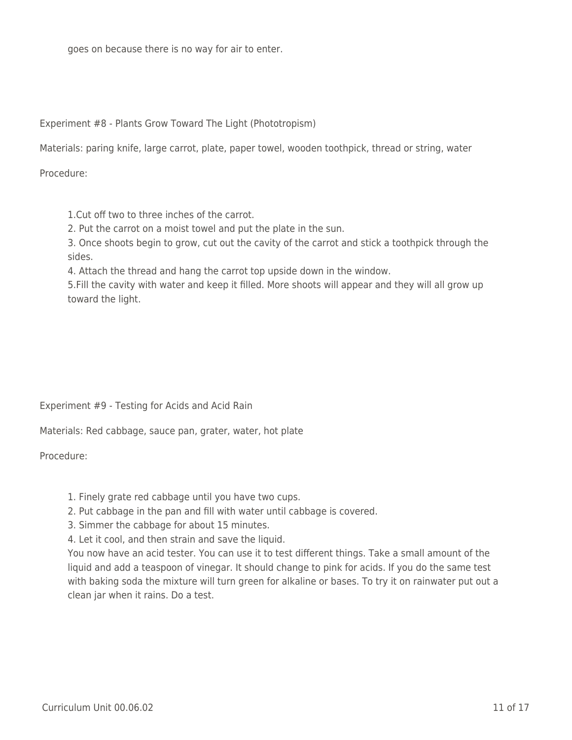goes on because there is no way for air to enter.

Experiment #8 - Plants Grow Toward The Light (Phototropism)

Materials: paring knife, large carrot, plate, paper towel, wooden toothpick, thread or string, water

Procedure:

1.Cut off two to three inches of the carrot.
2. Put the carrot on a moist towel and put the plate in the sun.
3. Once shoots begin to grow, cut out the cavity of the carrot and stick a toothpick through the sides.
4. Attach the thread and hang the carrot top upside down in the window.
5.Fill the cavity with water and keep it filled. More shoots will appear and they will all grow up toward the light.

Experiment #9 - Testing for Acids and Acid Rain

Materials: Red cabbage, sauce pan, grater, water, hot plate

Procedure:

1. Finely grate red cabbage until you have two cups.
2. Put cabbage in the pan and fill with water until cabbage is covered.
3. Simmer the cabbage for about 15 minutes.
4. Let it cool, and then strain and save the liquid.

You now have an acid tester. You can use it to test different things. Take a small amount of the liquid and add a teaspoon of vinegar. It should change to pink for acids. If you do the same test with baking soda the mixture will turn green for alkaline or bases. To try it on rainwater put out a clean jar when it rains. Do a test.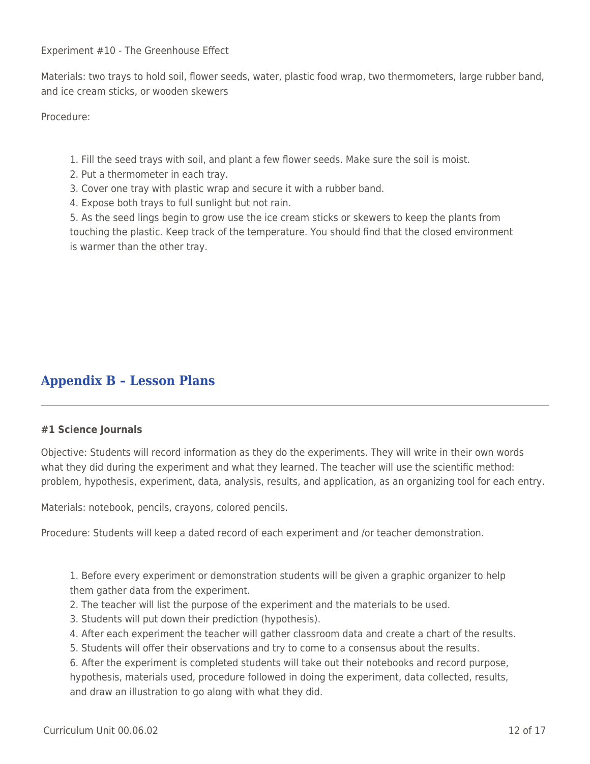Experiment #10 - The Greenhouse Effect

Materials: two trays to hold soil, flower seeds, water, plastic food wrap, two thermometers, large rubber band, and ice cream sticks, or wooden skewers

Procedure:

1. Fill the seed trays with soil, and plant a few flower seeds. Make sure the soil is moist.
2. Put a thermometer in each tray.
3. Cover one tray with plastic wrap and secure it with a rubber band.
4. Expose both trays to full sunlight but not rain.
5. As the seed lings begin to grow use the ice cream sticks or skewers to keep the plants from touching the plastic. Keep track of the temperature. You should find that the closed environment is warmer than the other tray.

## Appendix B – Lesson Plans

**#1 Science Journals**

Objective: Students will record information as they do the experiments. They will write in their own words what they did during the experiment and what they learned. The teacher will use the scientific method: problem, hypothesis, experiment, data, analysis, results, and application, as an organizing tool for each entry.

Materials: notebook, pencils, crayons, colored pencils.

Procedure: Students will keep a dated record of each experiment and /or teacher demonstration.

1. Before every experiment or demonstration students will be given a graphic organizer to help them gather data from the experiment.
2. The teacher will list the purpose of the experiment and the materials to be used.
3. Students will put down their prediction (hypothesis).
4. After each experiment the teacher will gather classroom data and create a chart of the results.
5. Students will offer their observations and try to come to a consensus about the results.
6. After the experiment is completed students will take out their notebooks and record purpose, hypothesis, materials used, procedure followed in doing the experiment, data collected, results, and draw an illustration to go along with what they did.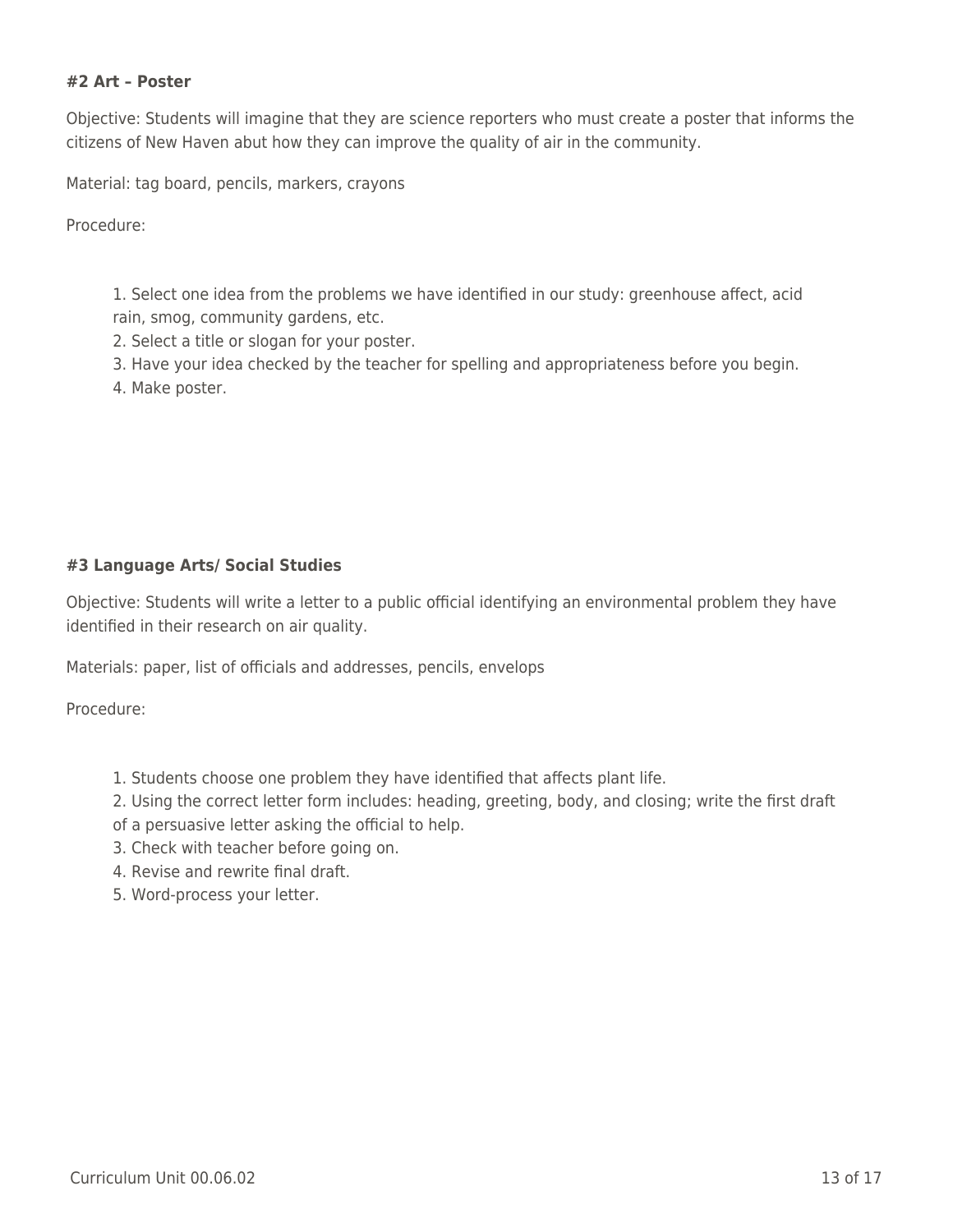**#2 Art – Poster**

Objective: Students will imagine that they are science reporters who must create a poster that informs the citizens of New Haven abut how they can improve the quality of air in the community.

Material: tag board, pencils, markers, crayons

Procedure:

1. Select one idea from the problems we have identified in our study: greenhouse affect, acid rain, smog, community gardens, etc.
2. Select a title or slogan for your poster.
3. Have your idea checked by the teacher for spelling and appropriateness before you begin.
4. Make poster.

**#3 Language Arts/ Social Studies**

Objective: Students will write a letter to a public official identifying an environmental problem they have identified in their research on air quality.

Materials: paper, list of officials and addresses, pencils, envelops

Procedure:

1. Students choose one problem they have identified that affects plant life.
2. Using the correct letter form includes: heading, greeting, body, and closing; write the first draft of a persuasive letter asking the official to help.
3. Check with teacher before going on.
4. Revise and rewrite final draft.
5. Word-process your letter.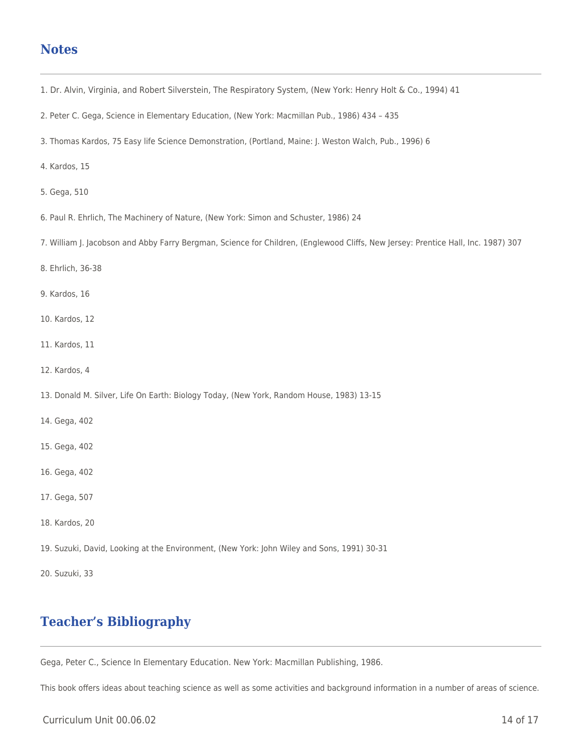## Notes

1. Dr. Alvin, Virginia, and Robert Silverstein, The Respiratory System, (New York: Henry Holt & Co., 1994) 41

2. Peter C. Gega, Science in Elementary Education, (New York: Macmillan Pub., 1986) 434 – 435

3. Thomas Kardos, 75 Easy life Science Demonstration, (Portland, Maine: J. Weston Walch, Pub., 1996) 6

4. Kardos, 15

5. Gega, 510

6. Paul R. Ehrlich, The Machinery of Nature, (New York: Simon and Schuster, 1986) 24

7. William J. Jacobson and Abby Farry Bergman, Science for Children, (Englewood Cliffs, New Jersey: Prentice Hall, Inc. 1987) 307

8. Ehrlich, 36-38

9. Kardos, 16

10. Kardos, 12

11. Kardos, 11

12. Kardos, 4

13. Donald M. Silver, Life On Earth: Biology Today, (New York, Random House, 1983) 13-15

14. Gega, 402

15. Gega, 402

16. Gega, 402

17. Gega, 507

18. Kardos, 20

19. Suzuki, David, Looking at the Environment, (New York: John Wiley and Sons, 1991) 30-31

20. Suzuki, 33

## Teacher's Bibliography

Gega, Peter C., Science In Elementary Education. New York: Macmillan Publishing, 1986.

This book offers ideas about teaching science as well as some activities and background information in a number of areas of science.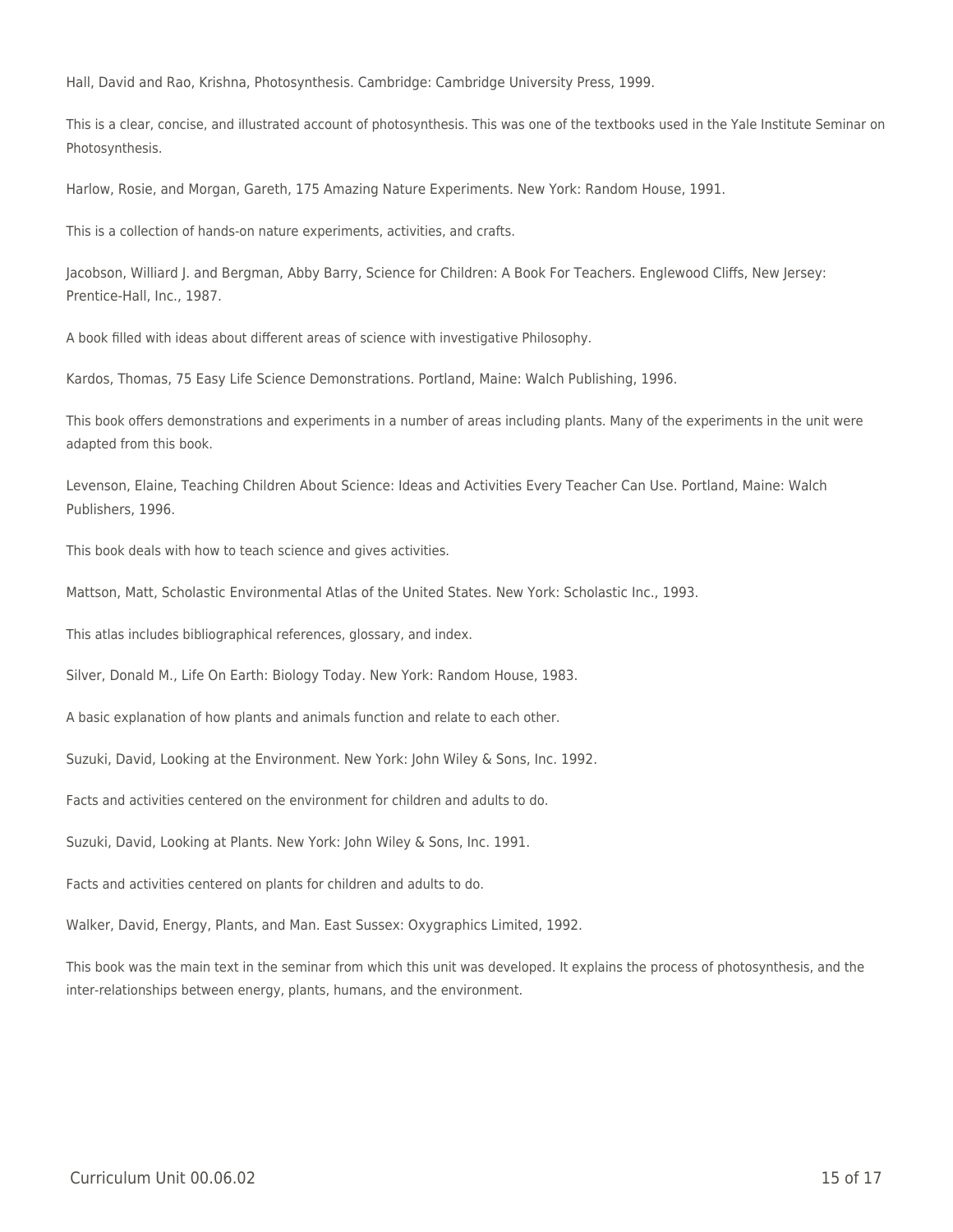Hall, David and Rao, Krishna, Photosynthesis. Cambridge: Cambridge University Press, 1999.

This is a clear, concise, and illustrated account of photosynthesis. This was one of the textbooks used in the Yale Institute Seminar on Photosynthesis.

Harlow, Rosie, and Morgan, Gareth, 175 Amazing Nature Experiments. New York: Random House, 1991.

This is a collection of hands-on nature experiments, activities, and crafts.

Jacobson, Williard J. and Bergman, Abby Barry, Science for Children: A Book For Teachers. Englewood Cliffs, New Jersey: Prentice-Hall, Inc., 1987.

A book filled with ideas about different areas of science with investigative Philosophy.

Kardos, Thomas, 75 Easy Life Science Demonstrations. Portland, Maine: Walch Publishing, 1996.

This book offers demonstrations and experiments in a number of areas including plants. Many of the experiments in the unit were adapted from this book.

Levenson, Elaine, Teaching Children About Science: Ideas and Activities Every Teacher Can Use. Portland, Maine: Walch Publishers, 1996.

This book deals with how to teach science and gives activities.

Mattson, Matt, Scholastic Environmental Atlas of the United States. New York: Scholastic Inc., 1993.

This atlas includes bibliographical references, glossary, and index.

Silver, Donald M., Life On Earth: Biology Today. New York: Random House, 1983.

A basic explanation of how plants and animals function and relate to each other.

Suzuki, David, Looking at the Environment. New York: John Wiley & Sons, Inc. 1992.

Facts and activities centered on the environment for children and adults to do.

Suzuki, David, Looking at Plants. New York: John Wiley & Sons, Inc. 1991.

Facts and activities centered on plants for children and adults to do.

Walker, David, Energy, Plants, and Man. East Sussex: Oxygraphics Limited, 1992.

This book was the main text in the seminar from which this unit was developed. It explains the process of photosynthesis, and the inter-relationships between energy, plants, humans, and the environment.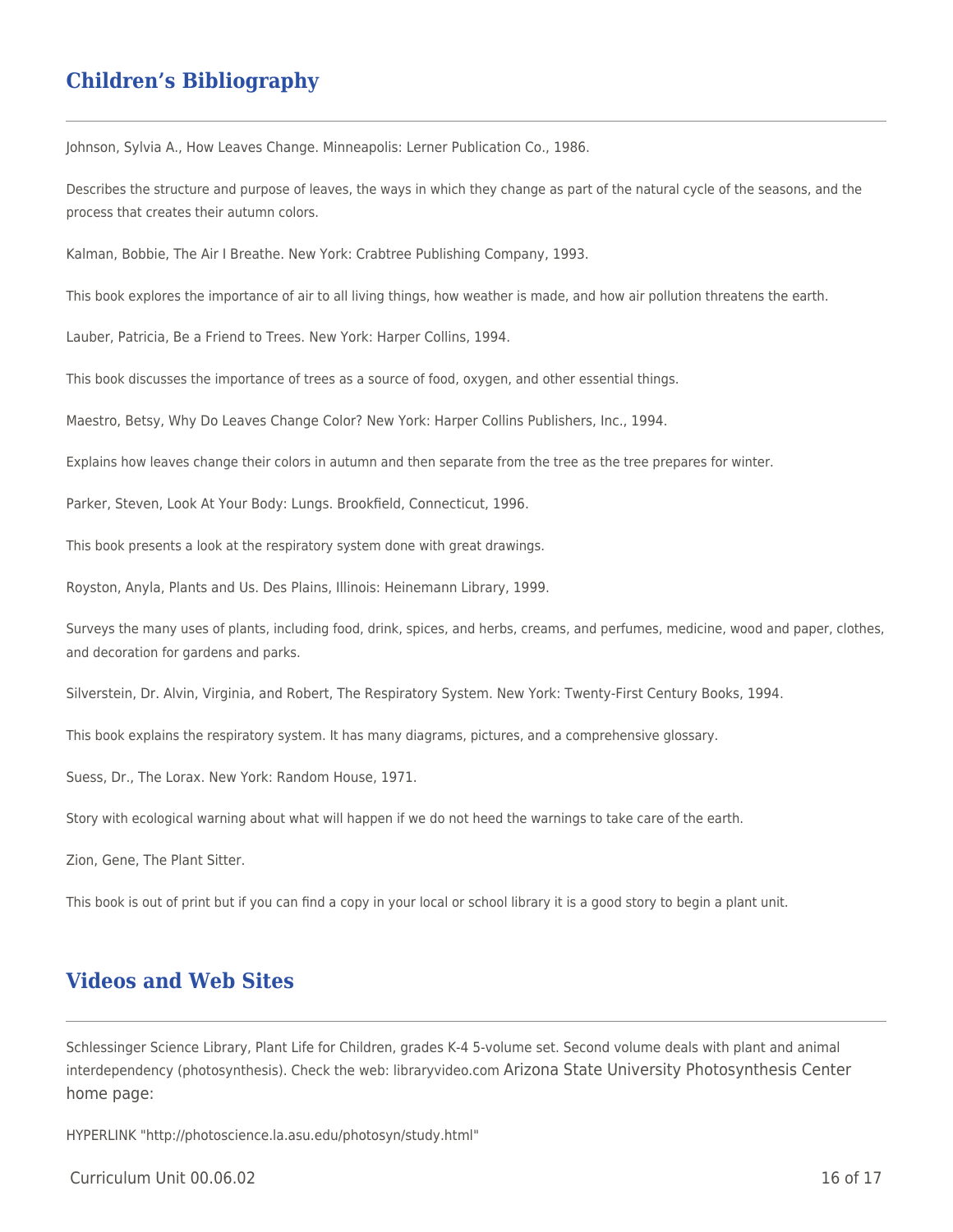## Children's Bibliography

Johnson, Sylvia A., How Leaves Change. Minneapolis: Lerner Publication Co., 1986.

Describes the structure and purpose of leaves, the ways in which they change as part of the natural cycle of the seasons, and the process that creates their autumn colors.

Kalman, Bobbie, The Air I Breathe. New York: Crabtree Publishing Company, 1993.

This book explores the importance of air to all living things, how weather is made, and how air pollution threatens the earth.

Lauber, Patricia, Be a Friend to Trees. New York: Harper Collins, 1994.

This book discusses the importance of trees as a source of food, oxygen, and other essential things.

Maestro, Betsy, Why Do Leaves Change Color? New York: Harper Collins Publishers, Inc., 1994.

Explains how leaves change their colors in autumn and then separate from the tree as the tree prepares for winter.

Parker, Steven, Look At Your Body: Lungs. Brookfield, Connecticut, 1996.

This book presents a look at the respiratory system done with great drawings.

Royston, Anyla, Plants and Us. Des Plains, Illinois: Heinemann Library, 1999.

Surveys the many uses of plants, including food, drink, spices, and herbs, creams, and perfumes, medicine, wood and paper, clothes, and decoration for gardens and parks.

Silverstein, Dr. Alvin, Virginia, and Robert, The Respiratory System. New York: Twenty-First Century Books, 1994.

This book explains the respiratory system. It has many diagrams, pictures, and a comprehensive glossary.

Suess, Dr., The Lorax. New York: Random House, 1971.

Story with ecological warning about what will happen if we do not heed the warnings to take care of the earth.

Zion, Gene, The Plant Sitter.

This book is out of print but if you can find a copy in your local or school library it is a good story to begin a plant unit.

## Videos and Web Sites

Schlessinger Science Library, Plant Life for Children, grades K-4 5-volume set. Second volume deals with plant and animal interdependency (photosynthesis). Check the web: libraryvideo.com Arizona State University Photosynthesis Center home page:

HYPERLINK "http://photoscience.la.asu.edu/photosyn/study.html"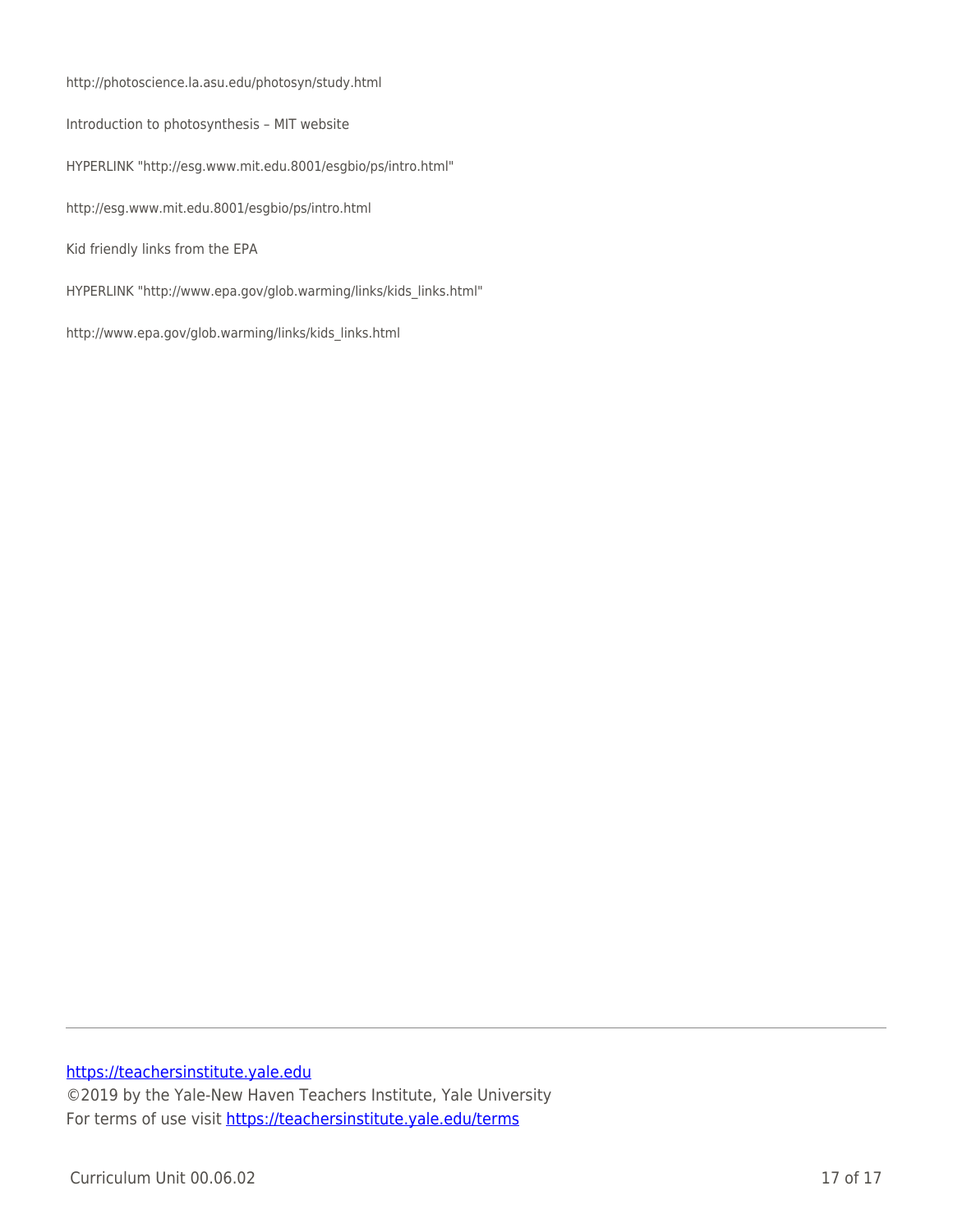http://photoscience.la.asu.edu/photosyn/study.html

Introduction to photosynthesis – MIT website

HYPERLINK "http://esg.www.mit.edu.8001/esgbio/ps/intro.html"

http://esg.www.mit.edu.8001/esgbio/ps/intro.html

Kid friendly links from the EPA

HYPERLINK "http://www.epa.gov/glob.warming/links/kids_links.html"

http://www.epa.gov/glob.warming/links/kids_links.html

https://teachersinstitute.yale.edu
©2019 by the Yale-New Haven Teachers Institute, Yale University
For terms of use visit https://teachersinstitute.yale.edu/terms